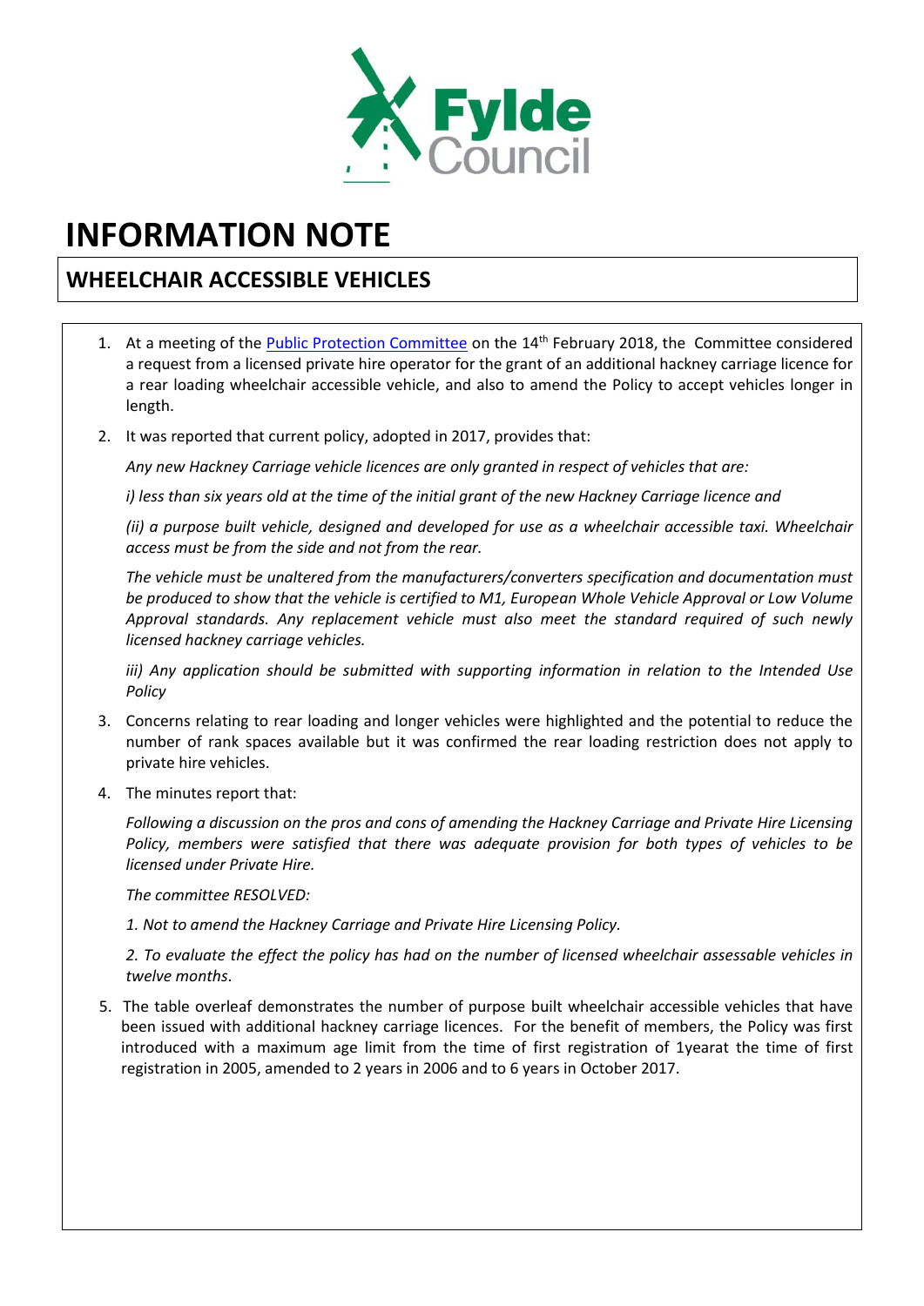Fylde Council

# INFORMATION NOTE

## WHEELCHAIR ACCESSIBLE VEHICLES

1. At a meeting of the Public Protection Committee on the 14th February 2018, the Committee considered a request from a licensed private hire operator for the grant of an additional hackney carriage licence for a rear loading wheelchair accessible vehicle, and also to amend the Policy to accept vehicles longer in length.

2. It was reported that current policy, adopted in 2017, provides that:

   *Any new Hackney Carriage vehicle licences are only granted in respect of vehicles that are:*

   *i) less than six years old at the time of the initial grant of the new Hackney Carriage licence and*

   *(ii) a purpose built vehicle, designed and developed for use as a wheelchair accessible taxi. Wheelchair access must be from the side and not from the rear.*

   *The vehicle must be unaltered from the manufacturers/converters specification and documentation must be produced to show that the vehicle is certified to M1, European Whole Vehicle Approval or Low Volume Approval standards. Any replacement vehicle must also meet the standard required of such newly licensed hackney carriage vehicles.*

   *iii) Any application should be submitted with supporting information in relation to the Intended Use Policy*

3. Concerns relating to rear loading and longer vehicles were highlighted and the potential to reduce the number of rank spaces available but it was confirmed the rear loading restriction does not apply to private hire vehicles.

4. The minutes report that:

   *Following a discussion on the pros and cons of amending the Hackney Carriage and Private Hire Licensing Policy, members were satisfied that there was adequate provision for both types of vehicles to be licensed under Private Hire.*

   *The committee RESOLVED:*

   *1. Not to amend the Hackney Carriage and Private Hire Licensing Policy.*

   *2. To evaluate the effect the policy has had on the number of licensed wheelchair assessable vehicles in twelve months.*

5. The table overleaf demonstrates the number of purpose built wheelchair accessible vehicles that have been issued with additional hackney carriage licences. For the benefit of members, the Policy was first introduced with a maximum age limit from the time of first registration of 1yearat the time of first registration in 2005, amended to 2 years in 2006 and to 6 years in October 2017.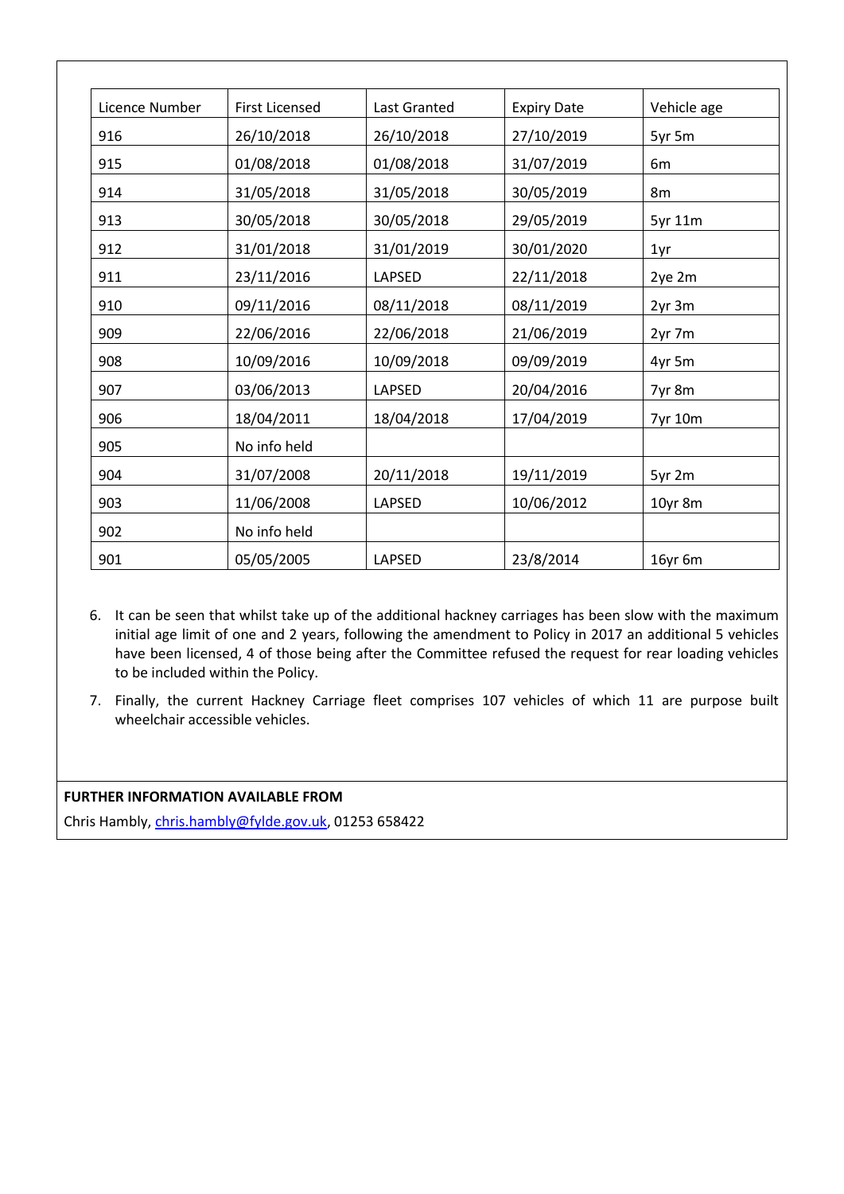| Licence Number | First Licensed | Last Granted | Expiry Date | Vehicle age |
|---|---|---|---|---|
| 916 | 26/10/2018 | 26/10/2018 | 27/10/2019 | 5yr 5m |
| 915 | 01/08/2018 | 01/08/2018 | 31/07/2019 | 6m |
| 914 | 31/05/2018 | 31/05/2018 | 30/05/2019 | 8m |
| 913 | 30/05/2018 | 30/05/2018 | 29/05/2019 | 5yr 11m |
| 912 | 31/01/2018 | 31/01/2019 | 30/01/2020 | 1yr |
| 911 | 23/11/2016 | LAPSED | 22/11/2018 | 2ye 2m |
| 910 | 09/11/2016 | 08/11/2018 | 08/11/2019 | 2yr 3m |
| 909 | 22/06/2016 | 22/06/2018 | 21/06/2019 | 2yr 7m |
| 908 | 10/09/2016 | 10/09/2018 | 09/09/2019 | 4yr 5m |
| 907 | 03/06/2013 | LAPSED | 20/04/2016 | 7yr 8m |
| 906 | 18/04/2011 | 18/04/2018 | 17/04/2019 | 7yr 10m |
| 905 | No info held | | | |
| 904 | 31/07/2008 | 20/11/2018 | 19/11/2019 | 5yr 2m |
| 903 | 11/06/2008 | LAPSED | 10/06/2012 | 10yr 8m |
| 902 | No info held | | | |
| 901 | 05/05/2005 | LAPSED | 23/8/2014 | 16yr 6m |

6. It can be seen that whilst take up of the additional hackney carriages has been slow with the maximum initial age limit of one and 2 years, following the amendment to Policy in 2017 an additional 5 vehicles have been licensed, 4 of those being after the Committee refused the request for rear loading vehicles to be included within the Policy.
7. Finally, the current Hackney Carriage fleet comprises 107 vehicles of which 11 are purpose built wheelchair accessible vehicles.

**FURTHER INFORMATION AVAILABLE FROM**

Chris Hambly, chris.hambly@fylde.gov.uk, 01253 658422